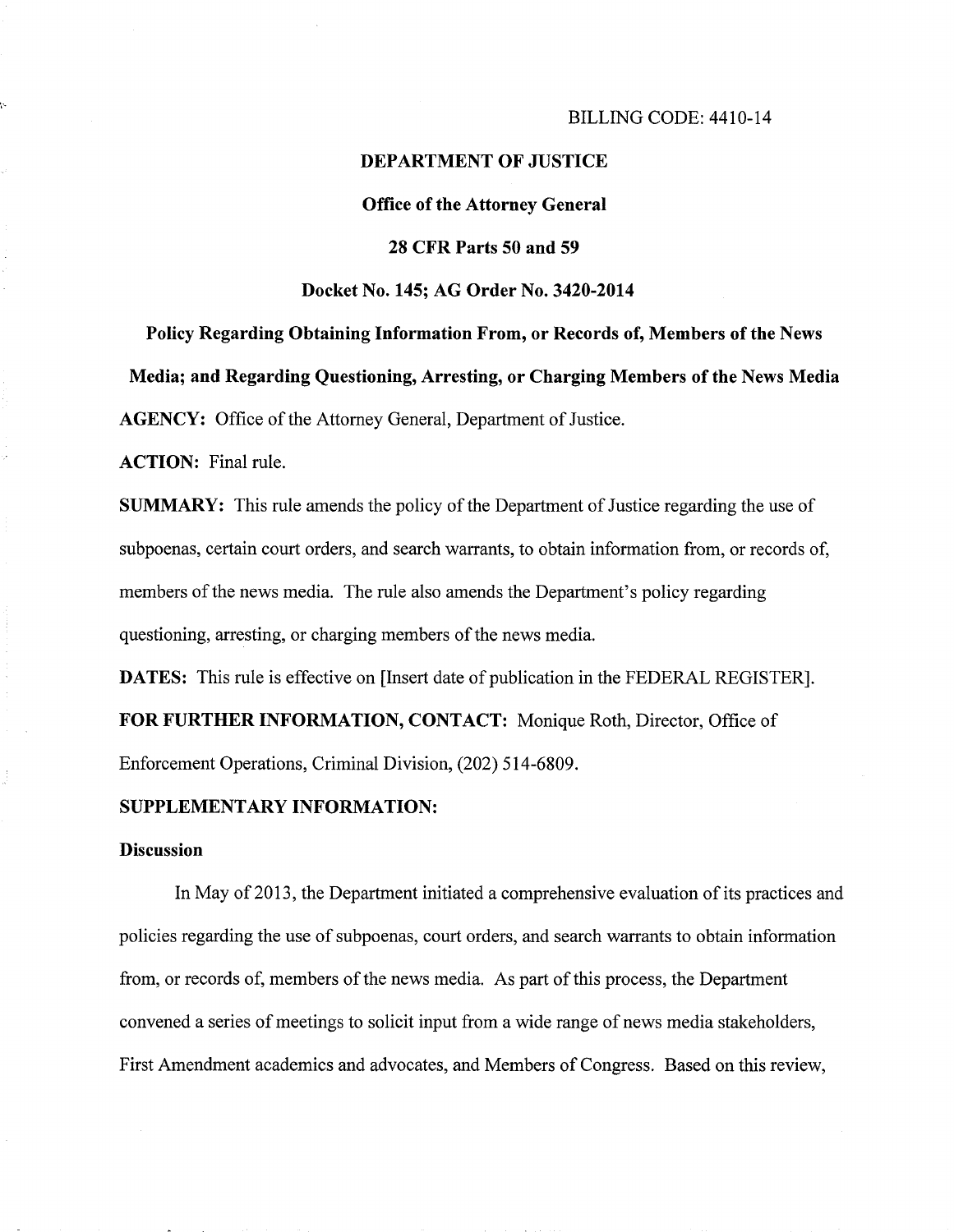BILLING CODE: 4410-14

**DEPARTMENT OF JUSTICE**

**Office of the Attorney General**

**28 CFR Parts 50 and 59**

**Docket No. 145; AG Order No. 3420-2014**

**Policy Regarding Obtaining Information From, or Records of, Members of the News Media; and Regarding Questioning, Arresting, or Charging Members of the News Media**

**AGENCY:** Office of the Attorney General, Department of Justice.

**ACTION:** Final rule.

**SUMMARY:** This rule amends the policy of the Department of Justice regarding the use of subpoenas, certain court orders, and search warrants, to obtain information from, or records of, members of the news media. The rule also amends the Department's policy regarding questioning, arresting, or charging members of the news media.

**DATES:** This rule is effective on [Insert date of publication in the FEDERAL REGISTER].

**FOR FURTHER INFORMATION, CONTACT:** Monique Roth, Director, Office of Enforcement Operations, Criminal Division, (202) 514-6809.

**SUPPLEMENTARY INFORMATION:**

**Discussion**

In May of 2013, the Department initiated a comprehensive evaluation of its practices and policies regarding the use of subpoenas, court orders, and search warrants to obtain information from, or records of, members of the news media. As part of this process, the Department convened a series of meetings to solicit input from a wide range of news media stakeholders, First Amendment academics and advocates, and Members of Congress. Based on this review,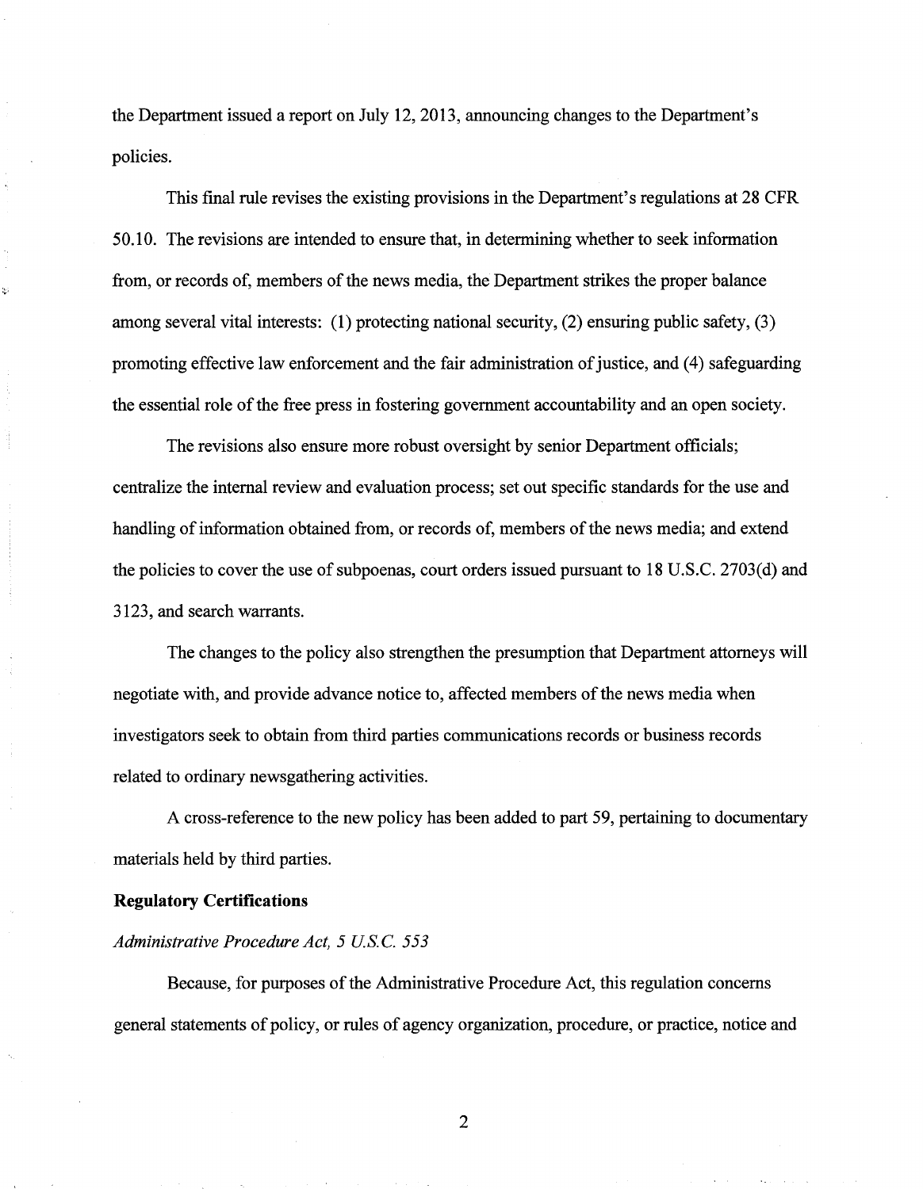the Department issued a report on July 12, 2013, announcing changes to the Department's policies.

This final rule revises the existing provisions in the Department's regulations at 28 CFR 50.10. The revisions are intended to ensure that, in determining whether to seek information from, or records of, members of the news media, the Department strikes the proper balance among several vital interests: (1) protecting national security, (2) ensuring public safety, (3) promoting effective law enforcement and the fair administration of justice, and (4) safeguarding the essential role of the free press in fostering government accountability and an open society.

The revisions also ensure more robust oversight by senior Department officials; centralize the internal review and evaluation process; set out specific standards for the use and handling of information obtained from, or records of, members of the news media; and extend the policies to cover the use of subpoenas, court orders issued pursuant to 18 U.S.C. 2703(d) and 3123, and search warrants.

The changes to the policy also strengthen the presumption that Department attorneys will negotiate with, and provide advance notice to, affected members of the news media when investigators seek to obtain from third parties communications records or business records related to ordinary newsgathering activities.

A cross-reference to the new policy has been added to part 59, pertaining to documentary materials held by third parties.

**Regulatory Certifications**

*Administrative Procedure Act, 5 U.S.C. 553*

Because, for purposes of the Administrative Procedure Act, this regulation concerns general statements of policy, or rules of agency organization, procedure, or practice, notice and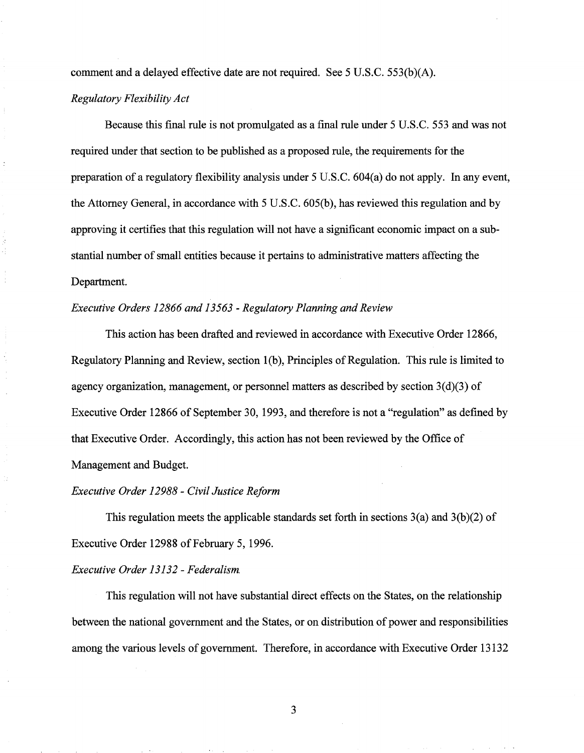comment and a delayed effective date are not required. See 5 U.S.C. 553(b)(A).

*Regulatory Flexibility Act*

Because this final rule is not promulgated as a final rule under 5 U.S.C. 553 and was not required under that section to be published as a proposed rule, the requirements for the preparation of a regulatory flexibility analysis under 5 U.S.C. 604(a) do not apply. In any event, the Attorney General, in accordance with 5 U.S.C. 605(b), has reviewed this regulation and by approving it certifies that this regulation will not have a significant economic impact on a substantial number of small entities because it pertains to administrative matters affecting the Department.

*Executive Orders 12866 and 13563 - Regulatory Planning and Review*

This action has been drafted and reviewed in accordance with Executive Order 12866, Regulatory Planning and Review, section 1(b), Principles of Regulation. This rule is limited to agency organization, management, or personnel matters as described by section 3(d)(3) of Executive Order 12866 of September 30, 1993, and therefore is not a "regulation" as defined by that Executive Order. Accordingly, this action has not been reviewed by the Office of Management and Budget.

*Executive Order 12988 - Civil Justice Reform*

This regulation meets the applicable standards set forth in sections 3(a) and 3(b)(2) of Executive Order 12988 of February 5, 1996.

*Executive Order 13132 - Federalism.*

This regulation will not have substantial direct effects on the States, on the relationship between the national government and the States, or on distribution of power and responsibilities among the various levels of government. Therefore, in accordance with Executive Order 13132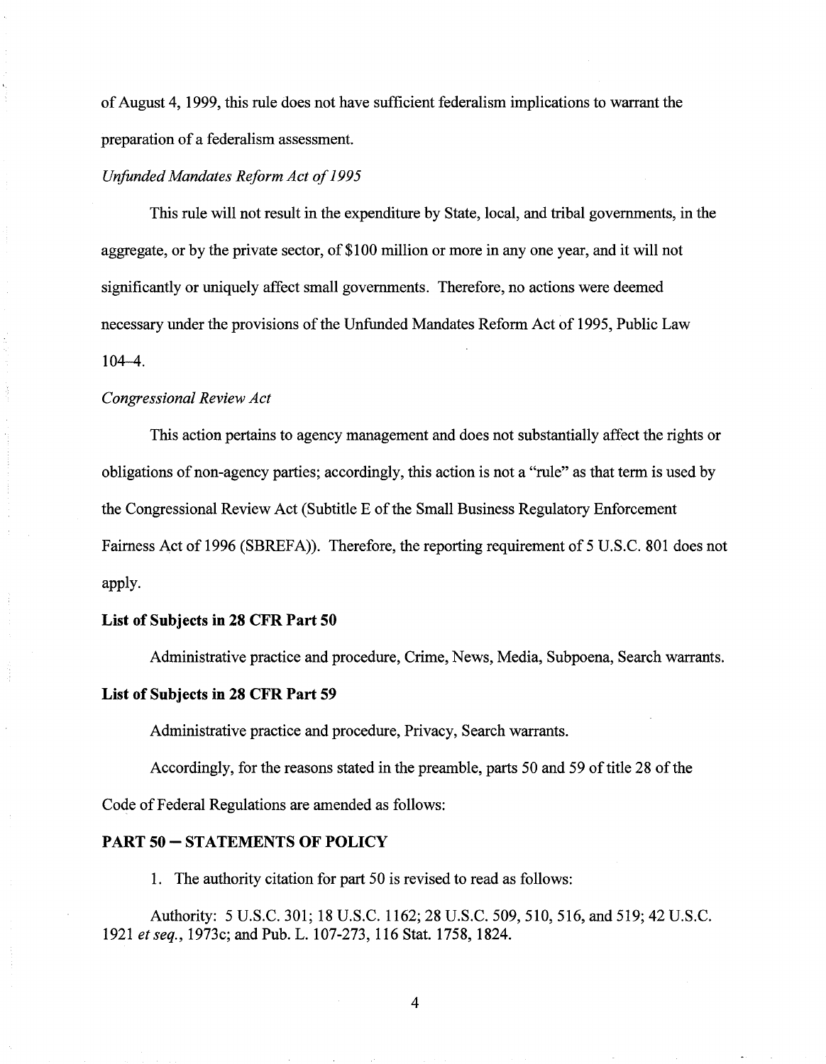of August 4, 1999, this rule does not have sufficient federalism implications to warrant the preparation of a federalism assessment.

*Unfunded Mandates Reform Act of 1995*

This rule will not result in the expenditure by State, local, and tribal governments, in the aggregate, or by the private sector, of $100 million or more in any one year, and it will not significantly or uniquely affect small governments. Therefore, no actions were deemed necessary under the provisions of the Unfunded Mandates Reform Act of 1995, Public Law 104–4.

*Congressional Review Act*

This action pertains to agency management and does not substantially affect the rights or obligations of non-agency parties; accordingly, this action is not a "rule" as that term is used by the Congressional Review Act (Subtitle E of the Small Business Regulatory Enforcement Fairness Act of 1996 (SBREFA)). Therefore, the reporting requirement of 5 U.S.C. 801 does not apply.

**List of Subjects in 28 CFR Part 50**

Administrative practice and procedure, Crime, News, Media, Subpoena, Search warrants.

**List of Subjects in 28 CFR Part 59**

Administrative practice and procedure, Privacy, Search warrants.

Accordingly, for the reasons stated in the preamble, parts 50 and 59 of title 28 of the Code of Federal Regulations are amended as follows:

**PART 50 – STATEMENTS OF POLICY**

1. The authority citation for part 50 is revised to read as follows:

Authority: 5 U.S.C. 301; 18 U.S.C. 1162; 28 U.S.C. 509, 510, 516, and 519; 42 U.S.C. 1921 *et seq.*, 1973c; and Pub. L. 107-273, 116 Stat. 1758, 1824.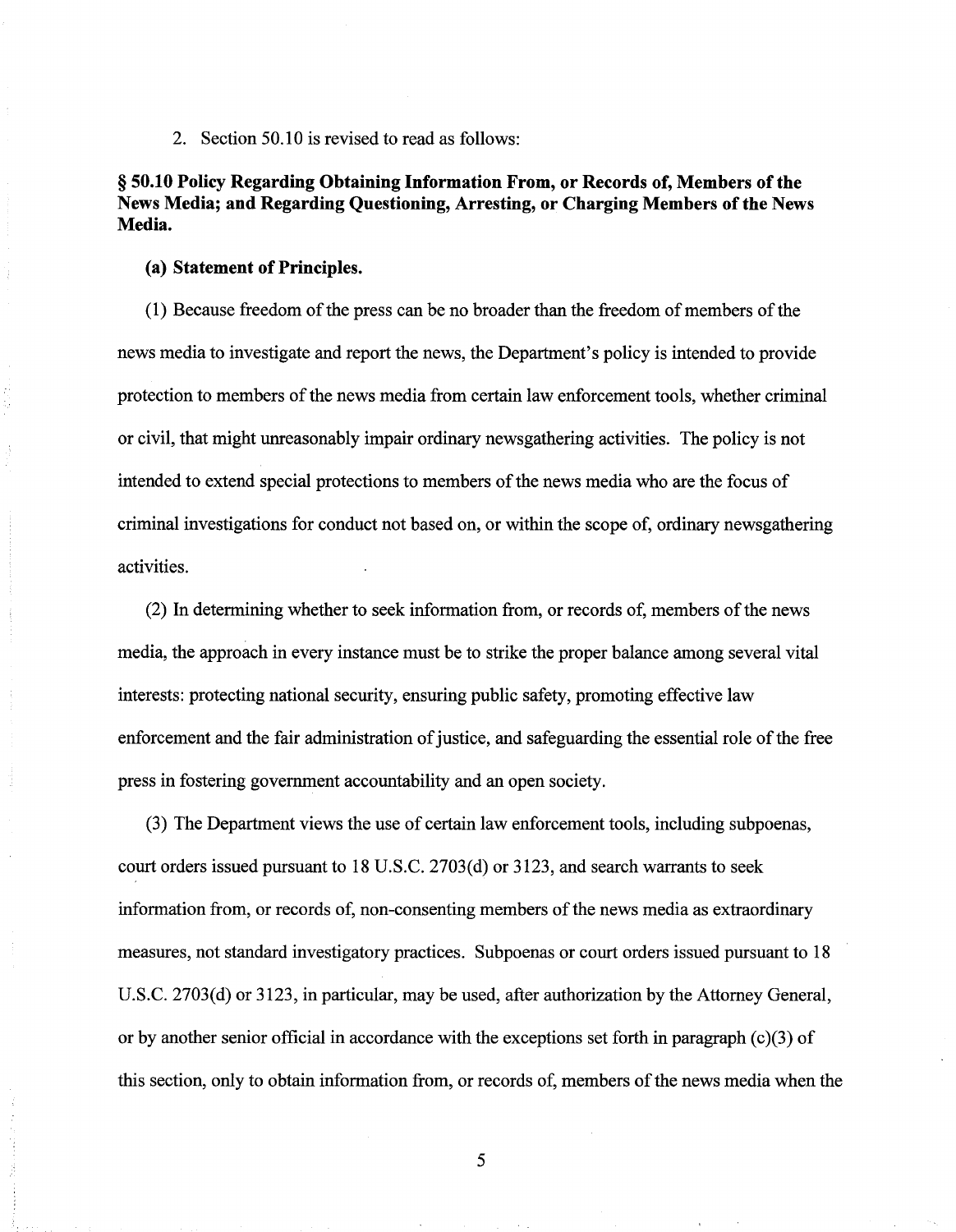2. Section 50.10 is revised to read as follows:

**§ 50.10 Policy Regarding Obtaining Information From, or Records of, Members of the News Media; and Regarding Questioning, Arresting, or Charging Members of the News Media.**

**(a) Statement of Principles.**

(1) Because freedom of the press can be no broader than the freedom of members of the news media to investigate and report the news, the Department's policy is intended to provide protection to members of the news media from certain law enforcement tools, whether criminal or civil, that might unreasonably impair ordinary newsgathering activities. The policy is not intended to extend special protections to members of the news media who are the focus of criminal investigations for conduct not based on, or within the scope of, ordinary newsgathering activities.

(2) In determining whether to seek information from, or records of, members of the news media, the approach in every instance must be to strike the proper balance among several vital interests: protecting national security, ensuring public safety, promoting effective law enforcement and the fair administration of justice, and safeguarding the essential role of the free press in fostering government accountability and an open society.

(3) The Department views the use of certain law enforcement tools, including subpoenas, court orders issued pursuant to 18 U.S.C. 2703(d) or 3123, and search warrants to seek information from, or records of, non-consenting members of the news media as extraordinary measures, not standard investigatory practices. Subpoenas or court orders issued pursuant to 18 U.S.C. 2703(d) or 3123, in particular, may be used, after authorization by the Attorney General, or by another senior official in accordance with the exceptions set forth in paragraph (c)(3) of this section, only to obtain information from, or records of, members of the news media when the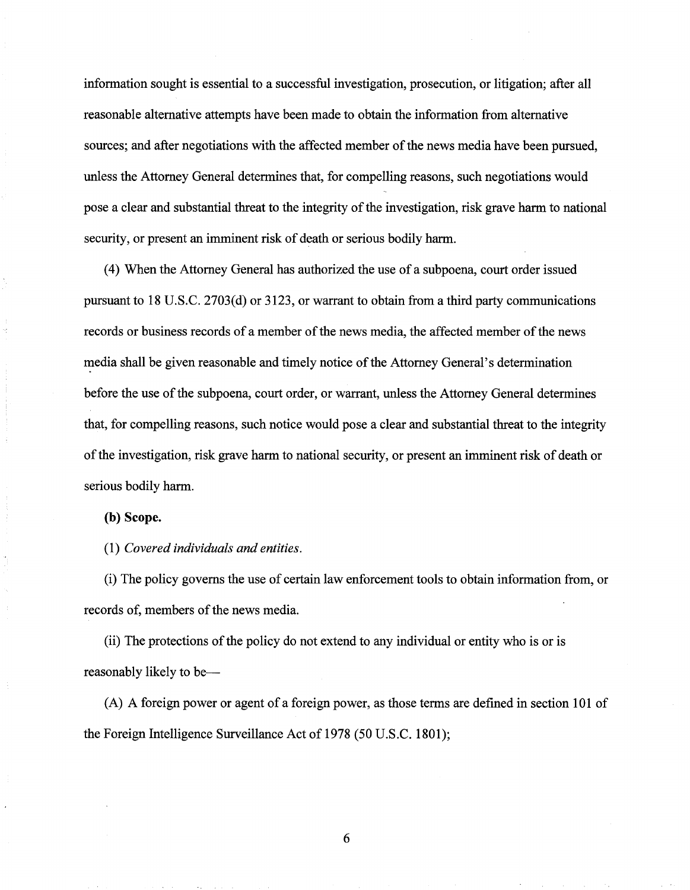information sought is essential to a successful investigation, prosecution, or litigation; after all reasonable alternative attempts have been made to obtain the information from alternative sources; and after negotiations with the affected member of the news media have been pursued, unless the Attorney General determines that, for compelling reasons, such negotiations would pose a clear and substantial threat to the integrity of the investigation, risk grave harm to national security, or present an imminent risk of death or serious bodily harm.

(4) When the Attorney General has authorized the use of a subpoena, court order issued pursuant to 18 U.S.C. 2703(d) or 3123, or warrant to obtain from a third party communications records or business records of a member of the news media, the affected member of the news media shall be given reasonable and timely notice of the Attorney General's determination before the use of the subpoena, court order, or warrant, unless the Attorney General determines that, for compelling reasons, such notice would pose a clear and substantial threat to the integrity of the investigation, risk grave harm to national security, or present an imminent risk of death or serious bodily harm.

**(b) Scope.**

(1) *Covered individuals and entities.*

(i) The policy governs the use of certain law enforcement tools to obtain information from, or records of, members of the news media.

(ii) The protections of the policy do not extend to any individual or entity who is or is reasonably likely to be—

(A) A foreign power or agent of a foreign power, as those terms are defined in section 101 of the Foreign Intelligence Surveillance Act of 1978 (50 U.S.C. 1801);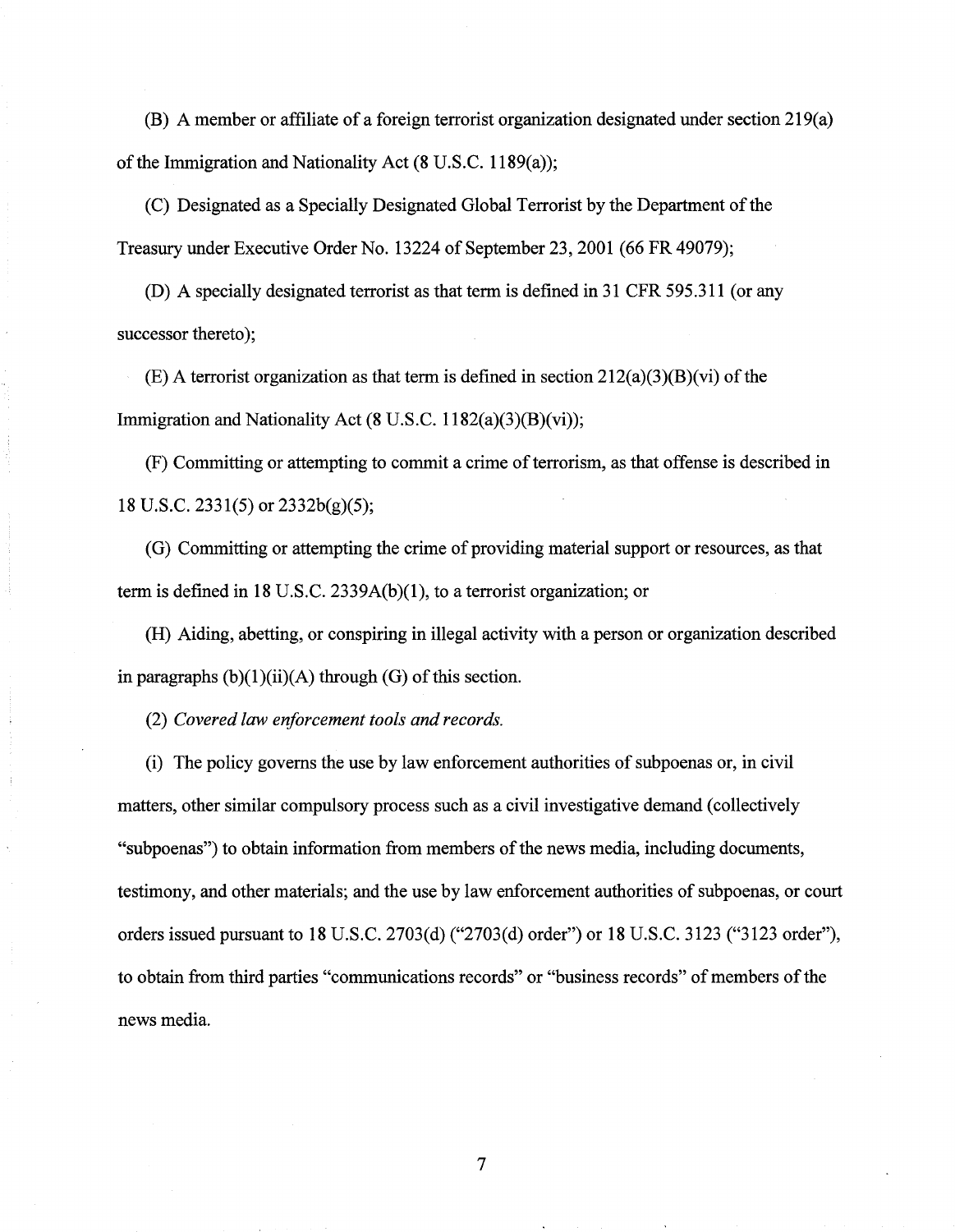(B) A member or affiliate of a foreign terrorist organization designated under section 219(a) of the Immigration and Nationality Act (8 U.S.C. 1189(a));

(C) Designated as a Specially Designated Global Terrorist by the Department of the Treasury under Executive Order No. 13224 of September 23, 2001 (66 FR 49079);

(D) A specially designated terrorist as that term is defined in 31 CFR 595.311 (or any successor thereto);

(E) A terrorist organization as that term is defined in section 212(a)(3)(B)(vi) of the Immigration and Nationality Act (8 U.S.C. 1182(a)(3)(B)(vi));

(F) Committing or attempting to commit a crime of terrorism, as that offense is described in 18 U.S.C. 2331(5) or 2332b(g)(5);

(G) Committing or attempting the crime of providing material support or resources, as that term is defined in 18 U.S.C. 2339A(b)(1), to a terrorist organization; or

(H) Aiding, abetting, or conspiring in illegal activity with a person or organization described in paragraphs (b)(1)(ii)(A) through (G) of this section.

(2) *Covered law enforcement tools and records.*

(i) The policy governs the use by law enforcement authorities of subpoenas or, in civil matters, other similar compulsory process such as a civil investigative demand (collectively "subpoenas") to obtain information from members of the news media, including documents, testimony, and other materials; and the use by law enforcement authorities of subpoenas, or court orders issued pursuant to 18 U.S.C. 2703(d) ("2703(d) order") or 18 U.S.C. 3123 ("3123 order"), to obtain from third parties "communications records" or "business records" of members of the news media.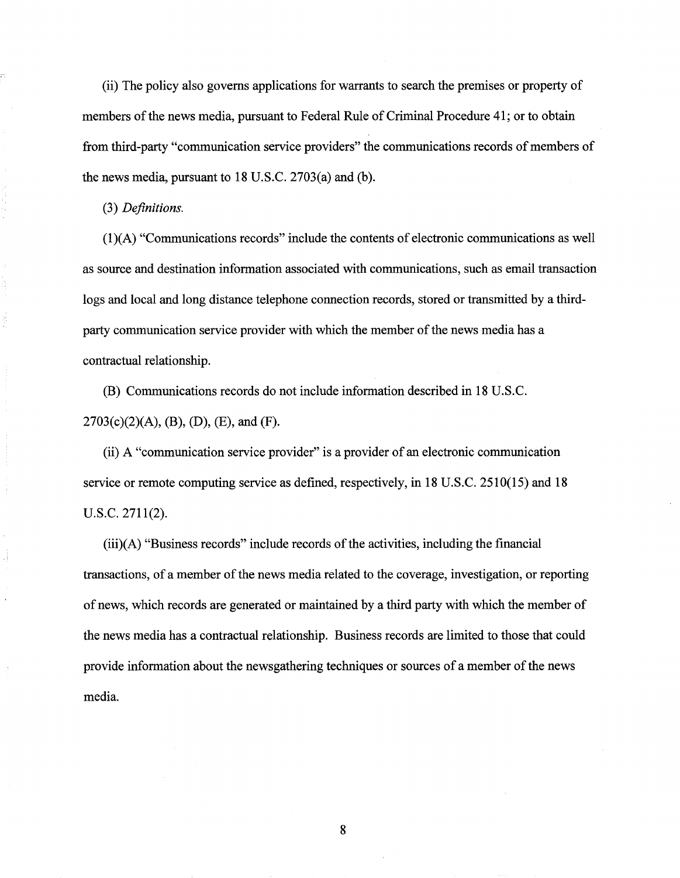(ii) The policy also governs applications for warrants to search the premises or property of members of the news media, pursuant to Federal Rule of Criminal Procedure 41; or to obtain from third-party "communication service providers" the communications records of members of the news media, pursuant to 18 U.S.C. 2703(a) and (b).

(3) *Definitions.*

(1)(A) "Communications records" include the contents of electronic communications as well as source and destination information associated with communications, such as email transaction logs and local and long distance telephone connection records, stored or transmitted by a third-party communication service provider with which the member of the news media has a contractual relationship.

(B) Communications records do not include information described in 18 U.S.C. 2703(c)(2)(A), (B), (D), (E), and (F).

(ii) A "communication service provider" is a provider of an electronic communication service or remote computing service as defined, respectively, in 18 U.S.C. 2510(15) and 18 U.S.C. 2711(2).

(iii)(A) "Business records" include records of the activities, including the financial transactions, of a member of the news media related to the coverage, investigation, or reporting of news, which records are generated or maintained by a third party with which the member of the news media has a contractual relationship. Business records are limited to those that could provide information about the newsgathering techniques or sources of a member of the news media.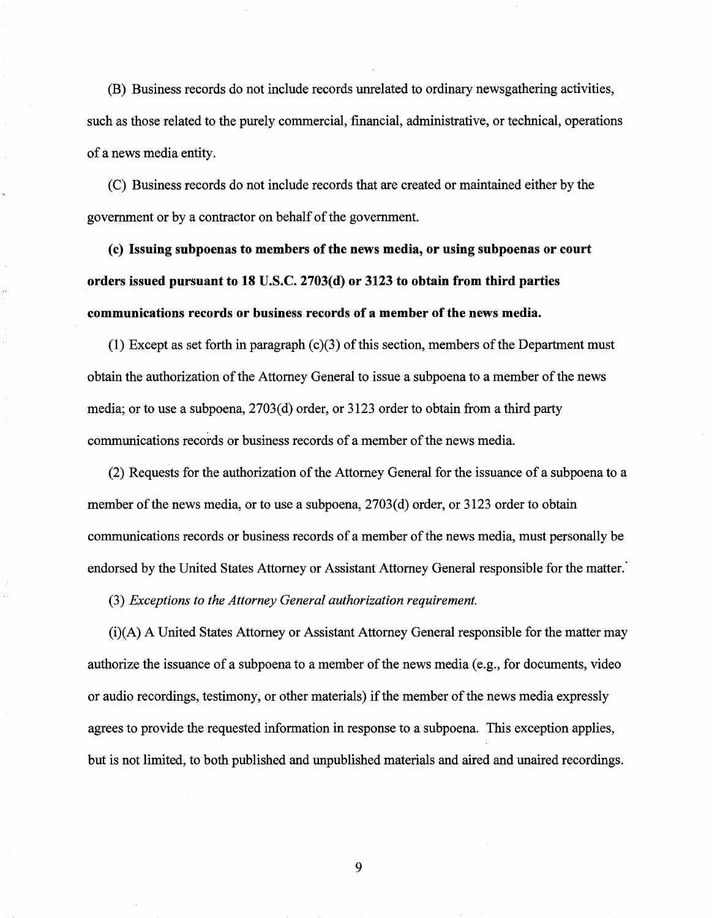(B) Business records do not include records unrelated to ordinary newsgathering activities, such as those related to the purely commercial, financial, administrative, or technical, operations of a news media entity.

(C) Business records do not include records that are created or maintained either by the government or by a contractor on behalf of the government.

**(c) Issuing subpoenas to members of the news media, or using subpoenas or court orders issued pursuant to 18 U.S.C. 2703(d) or 3123 to obtain from third parties communications records or business records of a member of the news media.**

(1) Except as set forth in paragraph (c)(3) of this section, members of the Department must obtain the authorization of the Attorney General to issue a subpoena to a member of the news media; or to use a subpoena, 2703(d) order, or 3123 order to obtain from a third party communications records or business records of a member of the news media.

(2) Requests for the authorization of the Attorney General for the issuance of a subpoena to a member of the news media, or to use a subpoena, 2703(d) order, or 3123 order to obtain communications records or business records of a member of the news media, must personally be endorsed by the United States Attorney or Assistant Attorney General responsible for the matter.

(3) *Exceptions to the Attorney General authorization requirement.*

(i)(A) A United States Attorney or Assistant Attorney General responsible for the matter may authorize the issuance of a subpoena to a member of the news media (e.g., for documents, video or audio recordings, testimony, or other materials) if the member of the news media expressly agrees to provide the requested information in response to a subpoena. This exception applies, but is not limited, to both published and unpublished materials and aired and unaired recordings.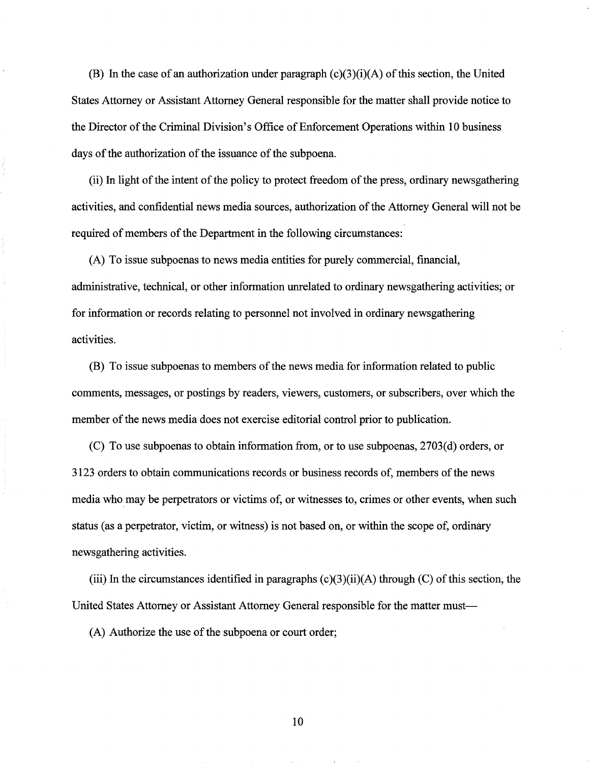(B) In the case of an authorization under paragraph (c)(3)(i)(A) of this section, the United States Attorney or Assistant Attorney General responsible for the matter shall provide notice to the Director of the Criminal Division's Office of Enforcement Operations within 10 business days of the authorization of the issuance of the subpoena.

(ii) In light of the intent of the policy to protect freedom of the press, ordinary newsgathering activities, and confidential news media sources, authorization of the Attorney General will not be required of members of the Department in the following circumstances:

(A) To issue subpoenas to news media entities for purely commercial, financial, administrative, technical, or other information unrelated to ordinary newsgathering activities; or for information or records relating to personnel not involved in ordinary newsgathering activities.

(B) To issue subpoenas to members of the news media for information related to public comments, messages, or postings by readers, viewers, customers, or subscribers, over which the member of the news media does not exercise editorial control prior to publication.

(C) To use subpoenas to obtain information from, or to use subpoenas, 2703(d) orders, or 3123 orders to obtain communications records or business records of, members of the news media who may be perpetrators or victims of, or witnesses to, crimes or other events, when such status (as a perpetrator, victim, or witness) is not based on, or within the scope of, ordinary newsgathering activities.

(iii) In the circumstances identified in paragraphs (c)(3)(ii)(A) through (C) of this section, the United States Attorney or Assistant Attorney General responsible for the matter must—

(A) Authorize the use of the subpoena or court order;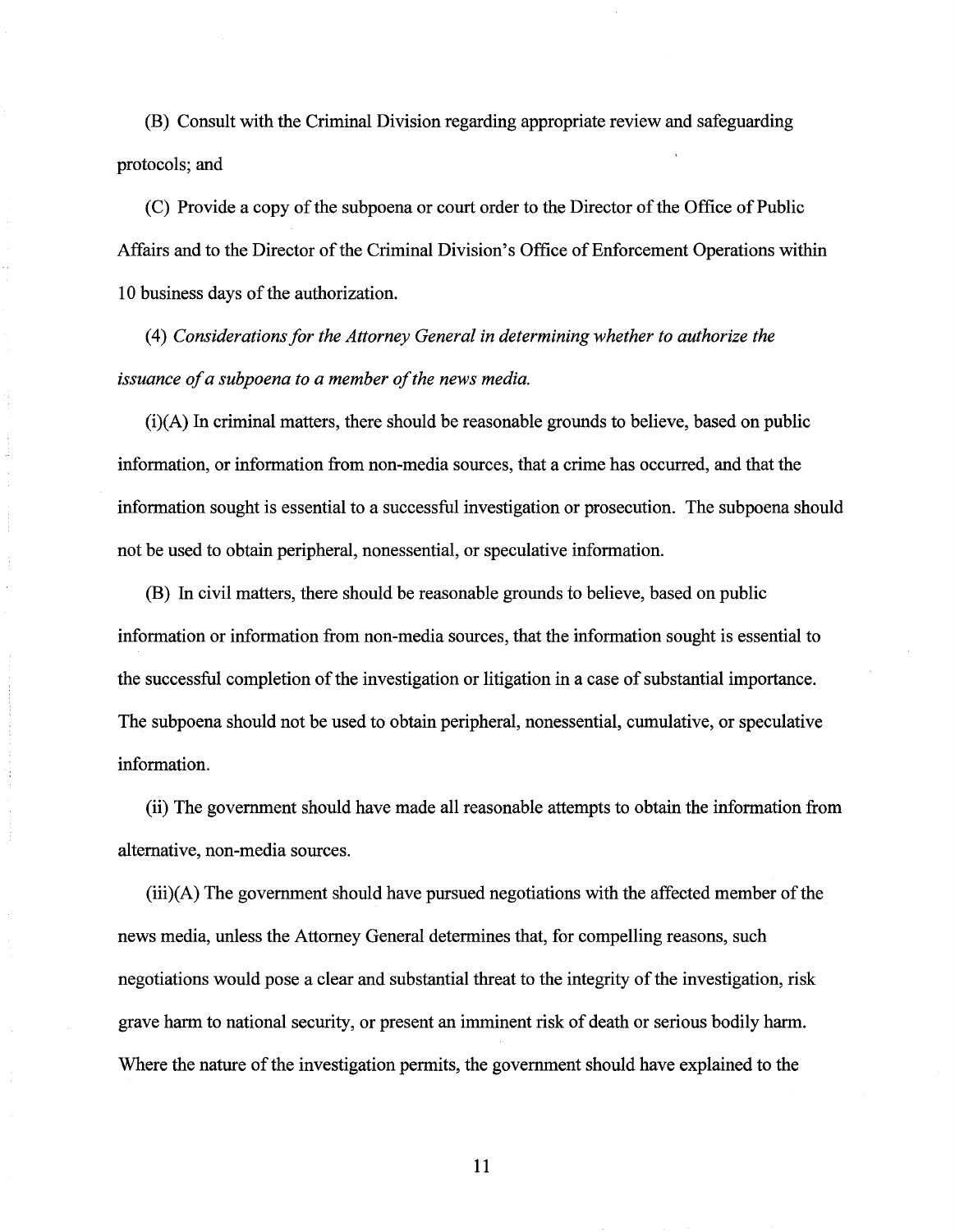(B) Consult with the Criminal Division regarding appropriate review and safeguarding protocols; and

(C) Provide a copy of the subpoena or court order to the Director of the Office of Public Affairs and to the Director of the Criminal Division's Office of Enforcement Operations within 10 business days of the authorization.

(4) *Considerations for the Attorney General in determining whether to authorize the issuance of a subpoena to a member of the news media.*

(i)(A) In criminal matters, there should be reasonable grounds to believe, based on public information, or information from non-media sources, that a crime has occurred, and that the information sought is essential to a successful investigation or prosecution. The subpoena should not be used to obtain peripheral, nonessential, or speculative information.

(B) In civil matters, there should be reasonable grounds to believe, based on public information or information from non-media sources, that the information sought is essential to the successful completion of the investigation or litigation in a case of substantial importance. The subpoena should not be used to obtain peripheral, nonessential, cumulative, or speculative information.

(ii) The government should have made all reasonable attempts to obtain the information from alternative, non-media sources.

(iii)(A) The government should have pursued negotiations with the affected member of the news media, unless the Attorney General determines that, for compelling reasons, such negotiations would pose a clear and substantial threat to the integrity of the investigation, risk grave harm to national security, or present an imminent risk of death or serious bodily harm. Where the nature of the investigation permits, the government should have explained to the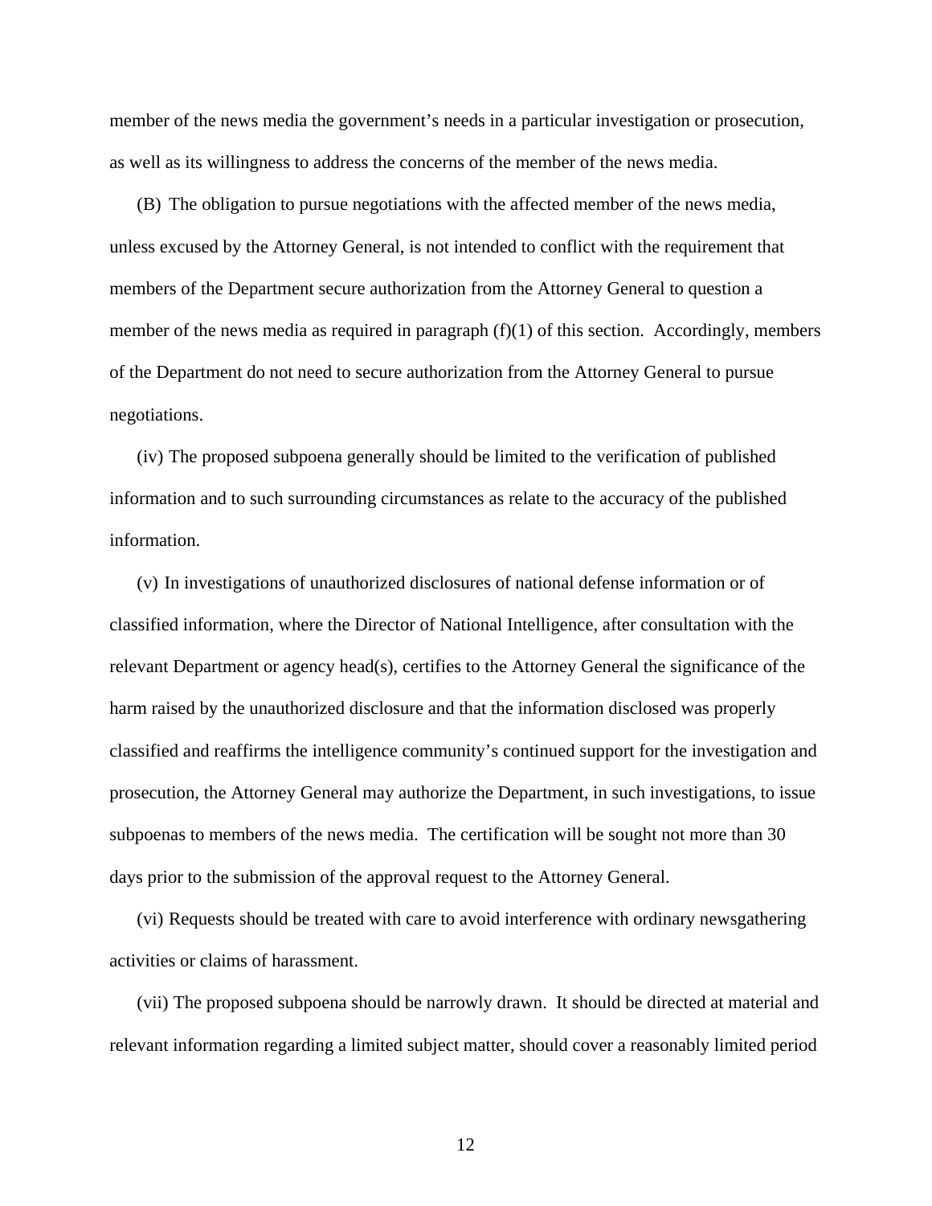member of the news media the government's needs in a particular investigation or prosecution, as well as its willingness to address the concerns of the member of the news media.

(B) The obligation to pursue negotiations with the affected member of the news media, unless excused by the Attorney General, is not intended to conflict with the requirement that members of the Department secure authorization from the Attorney General to question a member of the news media as required in paragraph (f)(1) of this section. Accordingly, members of the Department do not need to secure authorization from the Attorney General to pursue negotiations.

(iv) The proposed subpoena generally should be limited to the verification of published information and to such surrounding circumstances as relate to the accuracy of the published information.

(v) In investigations of unauthorized disclosures of national defense information or of classified information, where the Director of National Intelligence, after consultation with the relevant Department or agency head(s), certifies to the Attorney General the significance of the harm raised by the unauthorized disclosure and that the information disclosed was properly classified and reaffirms the intelligence community's continued support for the investigation and prosecution, the Attorney General may authorize the Department, in such investigations, to issue subpoenas to members of the news media. The certification will be sought not more than 30 days prior to the submission of the approval request to the Attorney General.

(vi) Requests should be treated with care to avoid interference with ordinary newsgathering activities or claims of harassment.

(vii) The proposed subpoena should be narrowly drawn. It should be directed at material and relevant information regarding a limited subject matter, should cover a reasonably limited period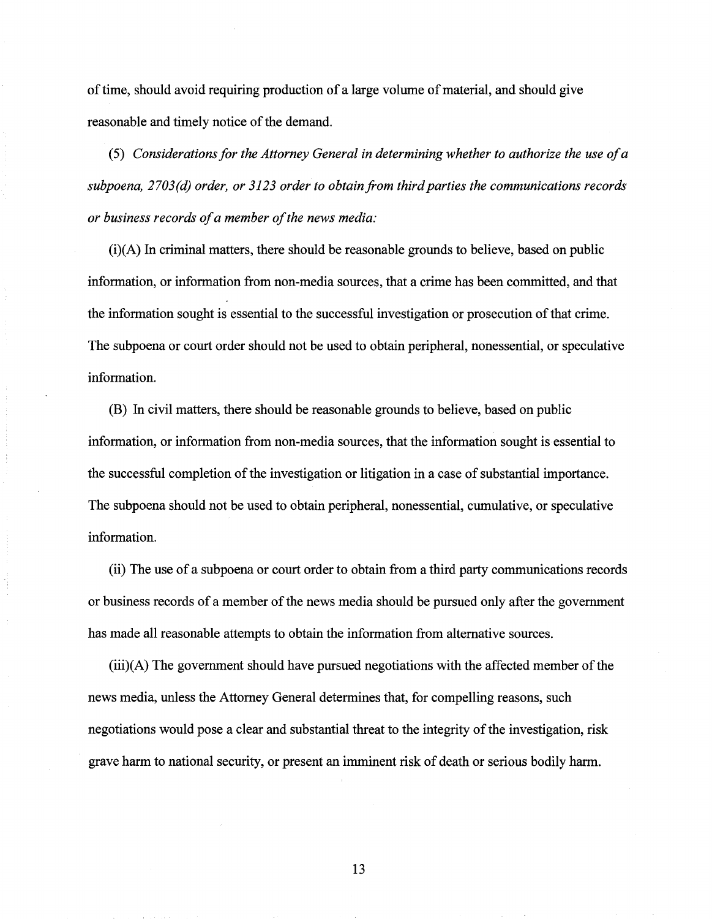of time, should avoid requiring production of a large volume of material, and should give reasonable and timely notice of the demand.

(5) *Considerations for the Attorney General in determining whether to authorize the use of a subpoena, 2703(d) order, or 3123 order to obtain from third parties the communications records or business records of a member of the news media:*

(i)(A) In criminal matters, there should be reasonable grounds to believe, based on public information, or information from non-media sources, that a crime has been committed, and that the information sought is essential to the successful investigation or prosecution of that crime. The subpoena or court order should not be used to obtain peripheral, nonessential, or speculative information.

(B) In civil matters, there should be reasonable grounds to believe, based on public information, or information from non-media sources, that the information sought is essential to the successful completion of the investigation or litigation in a case of substantial importance. The subpoena should not be used to obtain peripheral, nonessential, cumulative, or speculative information.

(ii) The use of a subpoena or court order to obtain from a third party communications records or business records of a member of the news media should be pursued only after the government has made all reasonable attempts to obtain the information from alternative sources.

(iii)(A) The government should have pursued negotiations with the affected member of the news media, unless the Attorney General determines that, for compelling reasons, such negotiations would pose a clear and substantial threat to the integrity of the investigation, risk grave harm to national security, or present an imminent risk of death or serious bodily harm.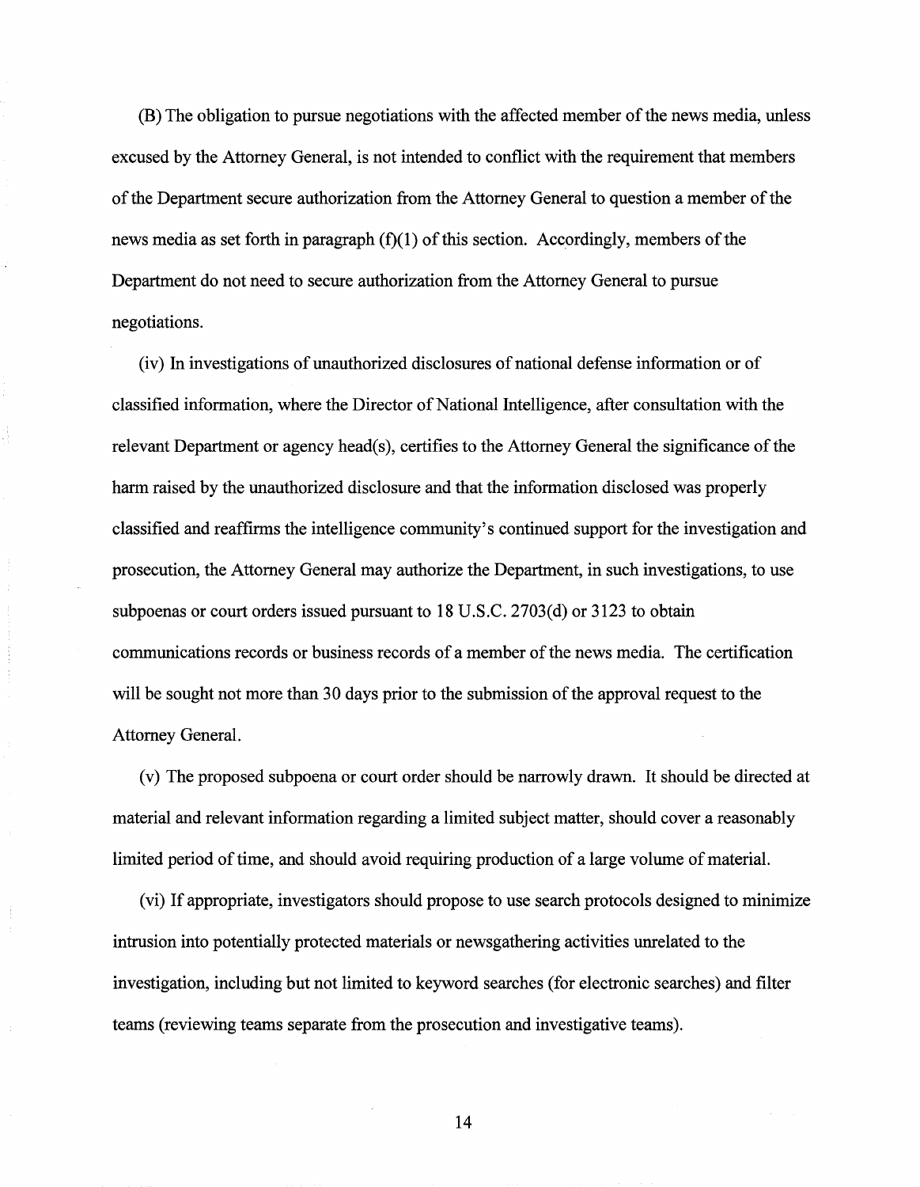(B) The obligation to pursue negotiations with the affected member of the news media, unless excused by the Attorney General, is not intended to conflict with the requirement that members of the Department secure authorization from the Attorney General to question a member of the news media as set forth in paragraph (f)(1) of this section. Accordingly, members of the Department do not need to secure authorization from the Attorney General to pursue negotiations.

(iv) In investigations of unauthorized disclosures of national defense information or of classified information, where the Director of National Intelligence, after consultation with the relevant Department or agency head(s), certifies to the Attorney General the significance of the harm raised by the unauthorized disclosure and that the information disclosed was properly classified and reaffirms the intelligence community's continued support for the investigation and prosecution, the Attorney General may authorize the Department, in such investigations, to use subpoenas or court orders issued pursuant to 18 U.S.C. 2703(d) or 3123 to obtain communications records or business records of a member of the news media. The certification will be sought not more than 30 days prior to the submission of the approval request to the Attorney General.

(v) The proposed subpoena or court order should be narrowly drawn. It should be directed at material and relevant information regarding a limited subject matter, should cover a reasonably limited period of time, and should avoid requiring production of a large volume of material.

(vi) If appropriate, investigators should propose to use search protocols designed to minimize intrusion into potentially protected materials or newsgathering activities unrelated to the investigation, including but not limited to keyword searches (for electronic searches) and filter teams (reviewing teams separate from the prosecution and investigative teams).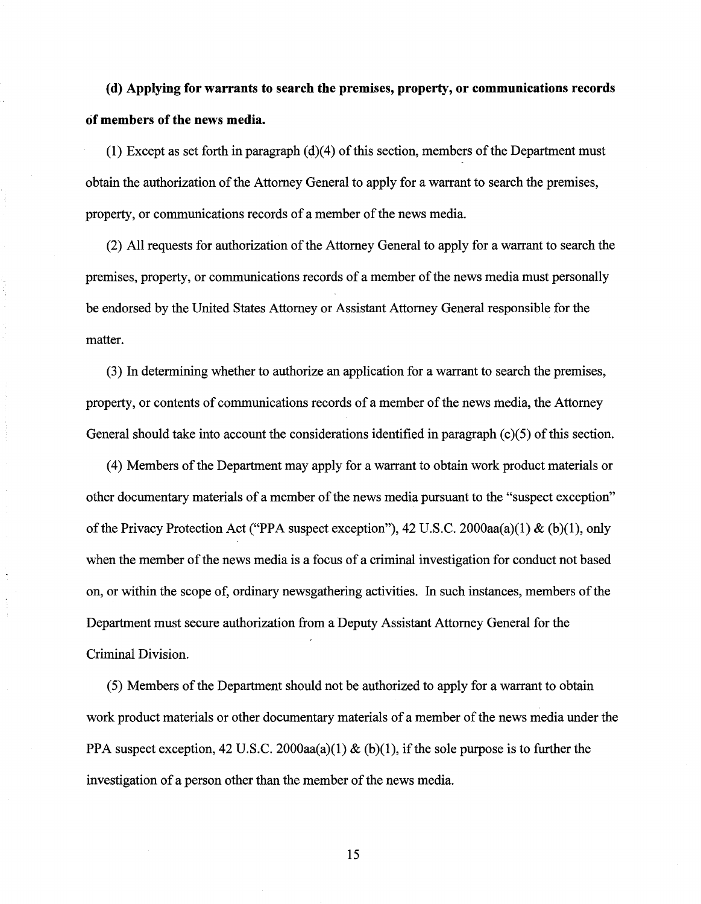**(d) Applying for warrants to search the premises, property, or communications records of members of the news media.**

(1) Except as set forth in paragraph (d)(4) of this section, members of the Department must obtain the authorization of the Attorney General to apply for a warrant to search the premises, property, or communications records of a member of the news media.

(2) All requests for authorization of the Attorney General to apply for a warrant to search the premises, property, or communications records of a member of the news media must personally be endorsed by the United States Attorney or Assistant Attorney General responsible for the matter.

(3) In determining whether to authorize an application for a warrant to search the premises, property, or contents of communications records of a member of the news media, the Attorney General should take into account the considerations identified in paragraph (c)(5) of this section.

(4) Members of the Department may apply for a warrant to obtain work product materials or other documentary materials of a member of the news media pursuant to the "suspect exception" of the Privacy Protection Act ("PPA suspect exception"), 42 U.S.C. 2000aa(a)(1) & (b)(1), only when the member of the news media is a focus of a criminal investigation for conduct not based on, or within the scope of, ordinary newsgathering activities. In such instances, members of the Department must secure authorization from a Deputy Assistant Attorney General for the Criminal Division.

(5) Members of the Department should not be authorized to apply for a warrant to obtain work product materials or other documentary materials of a member of the news media under the PPA suspect exception, 42 U.S.C. 2000aa(a)(1) & (b)(1), if the sole purpose is to further the investigation of a person other than the member of the news media.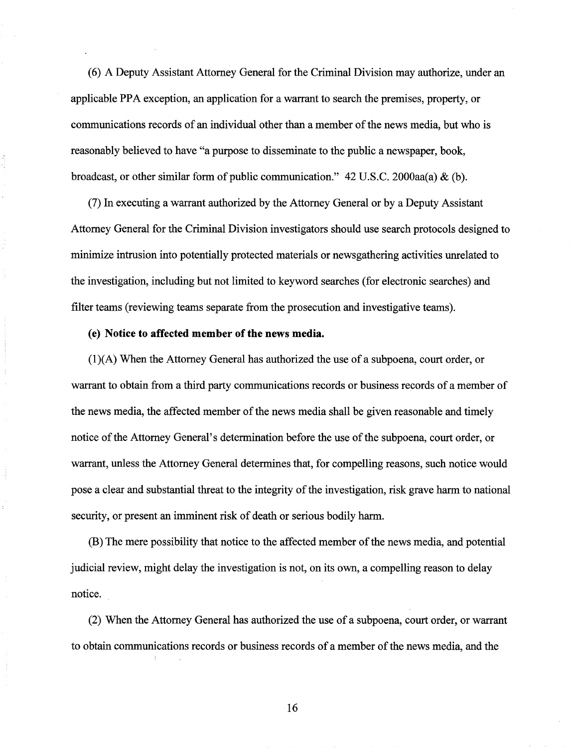(6) A Deputy Assistant Attorney General for the Criminal Division may authorize, under an applicable PPA exception, an application for a warrant to search the premises, property, or communications records of an individual other than a member of the news media, but who is reasonably believed to have "a purpose to disseminate to the public a newspaper, book, broadcast, or other similar form of public communication." 42 U.S.C. 2000aa(a) & (b).

(7) In executing a warrant authorized by the Attorney General or by a Deputy Assistant Attorney General for the Criminal Division investigators should use search protocols designed to minimize intrusion into potentially protected materials or newsgathering activities unrelated to the investigation, including but not limited to keyword searches (for electronic searches) and filter teams (reviewing teams separate from the prosecution and investigative teams).

**(e) Notice to affected member of the news media.**

(1)(A) When the Attorney General has authorized the use of a subpoena, court order, or warrant to obtain from a third party communications records or business records of a member of the news media, the affected member of the news media shall be given reasonable and timely notice of the Attorney General's determination before the use of the subpoena, court order, or warrant, unless the Attorney General determines that, for compelling reasons, such notice would pose a clear and substantial threat to the integrity of the investigation, risk grave harm to national security, or present an imminent risk of death or serious bodily harm.

(B) The mere possibility that notice to the affected member of the news media, and potential judicial review, might delay the investigation is not, on its own, a compelling reason to delay notice.

(2) When the Attorney General has authorized the use of a subpoena, court order, or warrant to obtain communications records or business records of a member of the news media, and the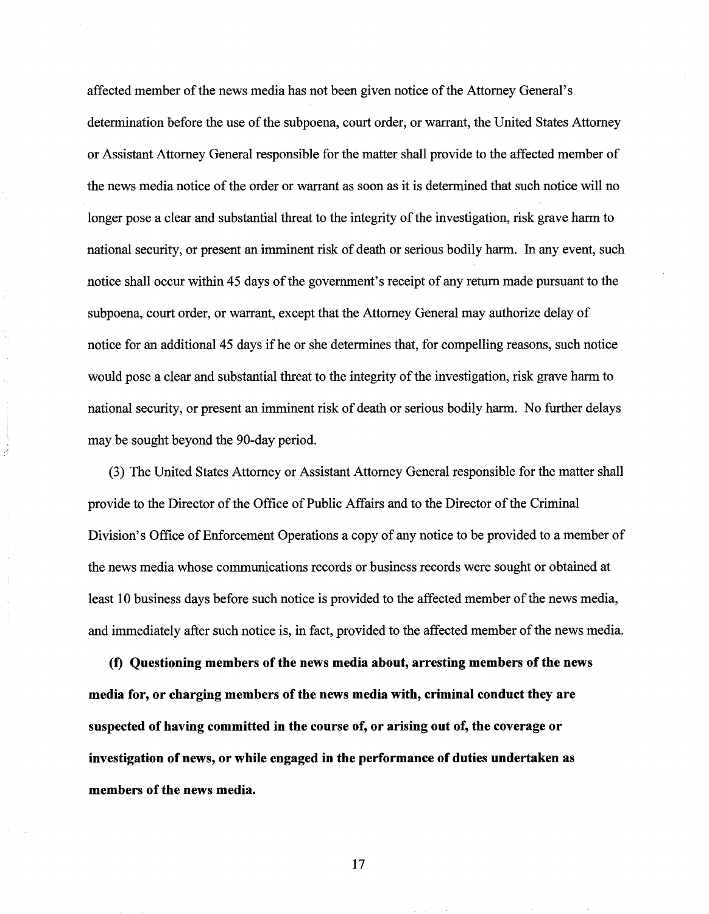affected member of the news media has not been given notice of the Attorney General's determination before the use of the subpoena, court order, or warrant, the United States Attorney or Assistant Attorney General responsible for the matter shall provide to the affected member of the news media notice of the order or warrant as soon as it is determined that such notice will no longer pose a clear and substantial threat to the integrity of the investigation, risk grave harm to national security, or present an imminent risk of death or serious bodily harm. In any event, such notice shall occur within 45 days of the government's receipt of any return made pursuant to the subpoena, court order, or warrant, except that the Attorney General may authorize delay of notice for an additional 45 days if he or she determines that, for compelling reasons, such notice would pose a clear and substantial threat to the integrity of the investigation, risk grave harm to national security, or present an imminent risk of death or serious bodily harm. No further delays may be sought beyond the 90-day period.

(3) The United States Attorney or Assistant Attorney General responsible for the matter shall provide to the Director of the Office of Public Affairs and to the Director of the Criminal Division's Office of Enforcement Operations a copy of any notice to be provided to a member of the news media whose communications records or business records were sought or obtained at least 10 business days before such notice is provided to the affected member of the news media, and immediately after such notice is, in fact, provided to the affected member of the news media.

**(f) Questioning members of the news media about, arresting members of the news media for, or charging members of the news media with, criminal conduct they are suspected of having committed in the course of, or arising out of, the coverage or investigation of news, or while engaged in the performance of duties undertaken as members of the news media.**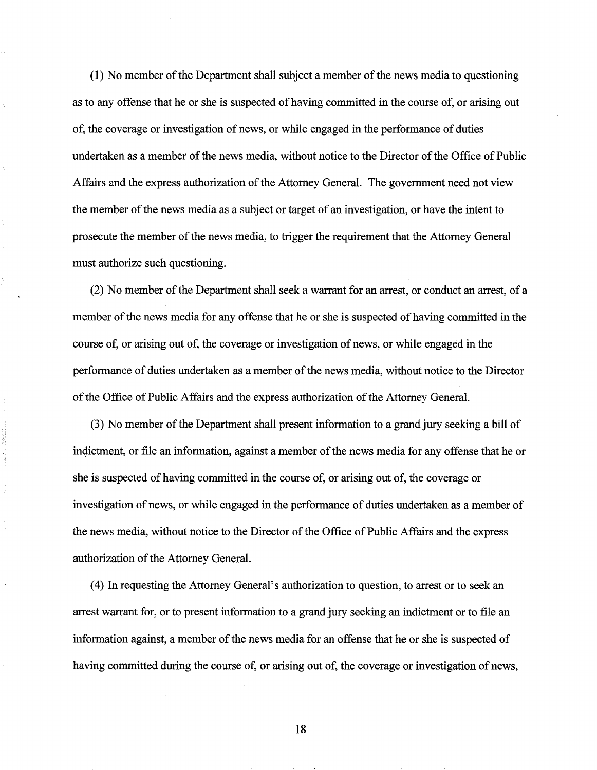(1) No member of the Department shall subject a member of the news media to questioning as to any offense that he or she is suspected of having committed in the course of, or arising out of, the coverage or investigation of news, or while engaged in the performance of duties undertaken as a member of the news media, without notice to the Director of the Office of Public Affairs and the express authorization of the Attorney General. The government need not view the member of the news media as a subject or target of an investigation, or have the intent to prosecute the member of the news media, to trigger the requirement that the Attorney General must authorize such questioning.

(2) No member of the Department shall seek a warrant for an arrest, or conduct an arrest, of a member of the news media for any offense that he or she is suspected of having committed in the course of, or arising out of, the coverage or investigation of news, or while engaged in the performance of duties undertaken as a member of the news media, without notice to the Director of the Office of Public Affairs and the express authorization of the Attorney General.

(3) No member of the Department shall present information to a grand jury seeking a bill of indictment, or file an information, against a member of the news media for any offense that he or she is suspected of having committed in the course of, or arising out of, the coverage or investigation of news, or while engaged in the performance of duties undertaken as a member of the news media, without notice to the Director of the Office of Public Affairs and the express authorization of the Attorney General.

(4) In requesting the Attorney General's authorization to question, to arrest or to seek an arrest warrant for, or to present information to a grand jury seeking an indictment or to file an information against, a member of the news media for an offense that he or she is suspected of having committed during the course of, or arising out of, the coverage or investigation of news,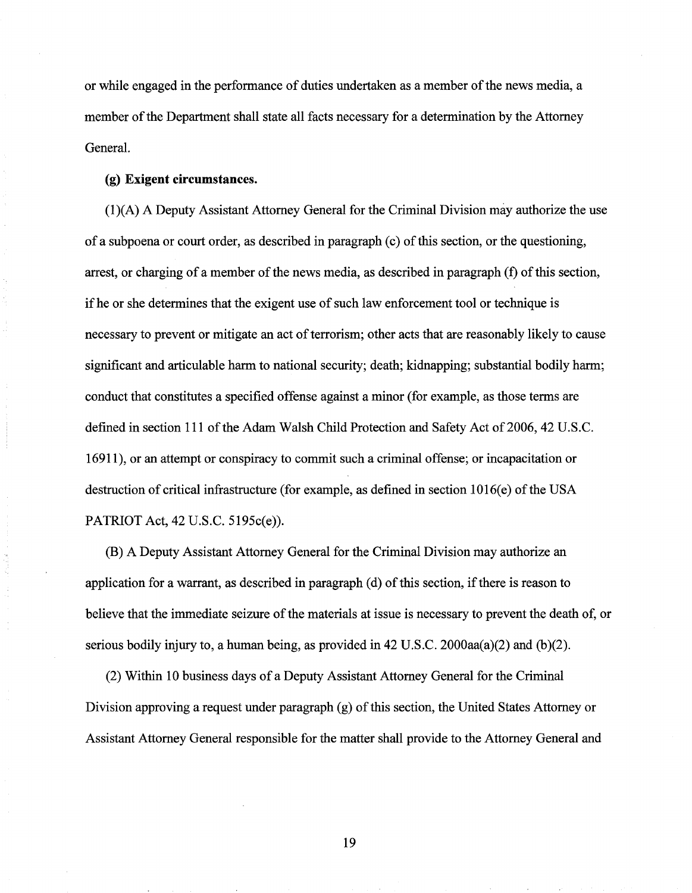or while engaged in the performance of duties undertaken as a member of the news media, a member of the Department shall state all facts necessary for a determination by the Attorney General.

**(g) Exigent circumstances.**

(1)(A) A Deputy Assistant Attorney General for the Criminal Division may authorize the use of a subpoena or court order, as described in paragraph (c) of this section, or the questioning, arrest, or charging of a member of the news media, as described in paragraph (f) of this section, if he or she determines that the exigent use of such law enforcement tool or technique is necessary to prevent or mitigate an act of terrorism; other acts that are reasonably likely to cause significant and articulable harm to national security; death; kidnapping; substantial bodily harm; conduct that constitutes a specified offense against a minor (for example, as those terms are defined in section 111 of the Adam Walsh Child Protection and Safety Act of 2006, 42 U.S.C. 16911), or an attempt or conspiracy to commit such a criminal offense; or incapacitation or destruction of critical infrastructure (for example, as defined in section 1016(e) of the USA PATRIOT Act, 42 U.S.C. 5195c(e)).

(B) A Deputy Assistant Attorney General for the Criminal Division may authorize an application for a warrant, as described in paragraph (d) of this section, if there is reason to believe that the immediate seizure of the materials at issue is necessary to prevent the death of, or serious bodily injury to, a human being, as provided in 42 U.S.C. 2000aa(a)(2) and (b)(2).

(2) Within 10 business days of a Deputy Assistant Attorney General for the Criminal Division approving a request under paragraph (g) of this section, the United States Attorney or Assistant Attorney General responsible for the matter shall provide to the Attorney General and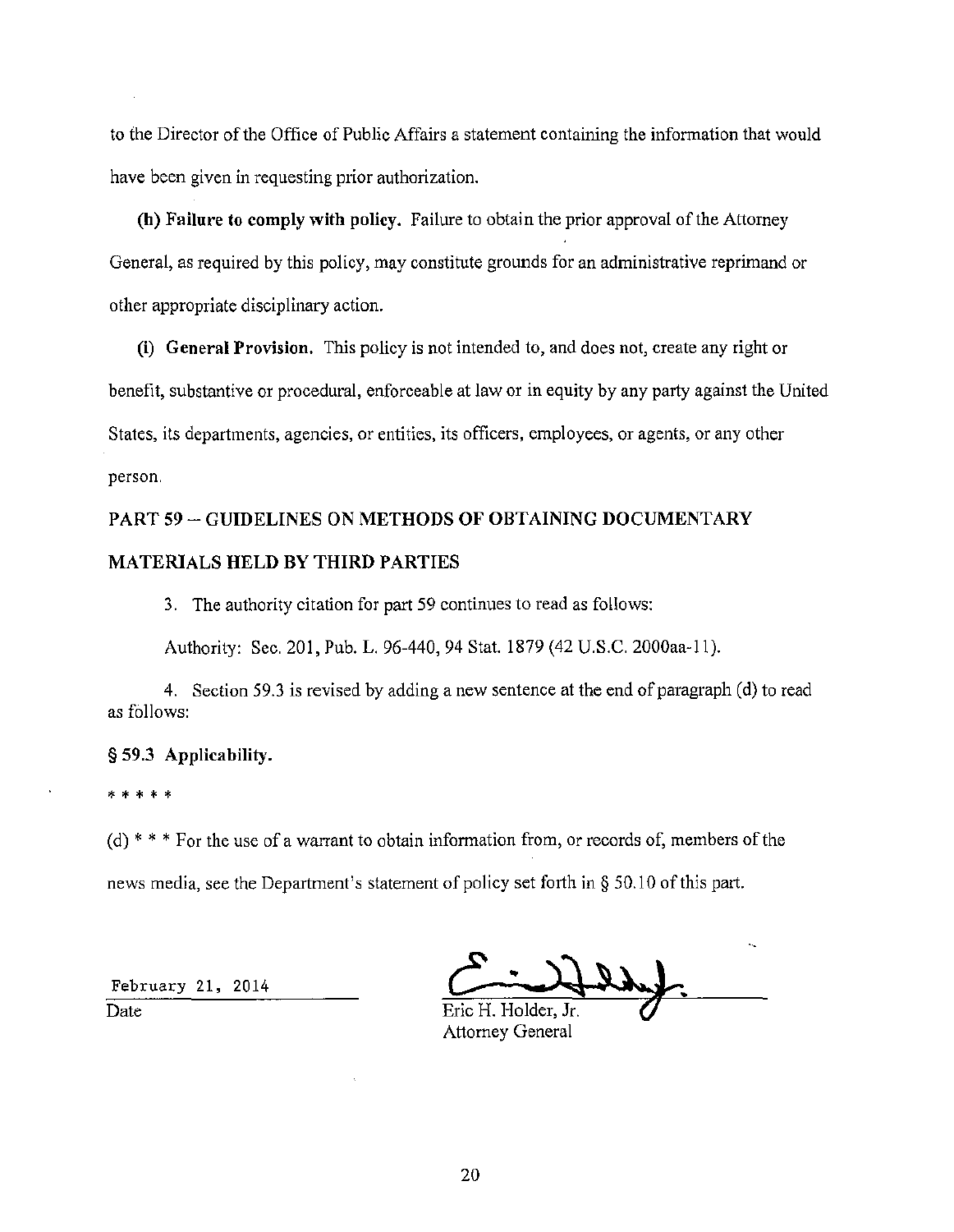to the Director of the Office of Public Affairs a statement containing the information that would have been given in requesting prior authorization.

**(h) Failure to comply with policy.** Failure to obtain the prior approval of the Attorney General, as required by this policy, may constitute grounds for an administrative reprimand or other appropriate disciplinary action.

**(i) General Provision.** This policy is not intended to, and does not, create any right or benefit, substantive or procedural, enforceable at law or in equity by any party against the United States, its departments, agencies, or entities, its officers, employees, or agents, or any other person.

**PART 59 -- GUIDELINES ON METHODS OF OBTAINING DOCUMENTARY MATERIALS HELD BY THIRD PARTIES**

3. The authority citation for part 59 continues to read as follows:

Authority: Sec. 201, Pub. L. 96-440, 94 Stat. 1879 (42 U.S.C. 2000aa-11).

4. Section 59.3 is revised by adding a new sentence at the end of paragraph (d) to read as follows:

**§ 59.3 Applicability.**

\* \* \* \* \*

(d) \* \* \* For the use of a warrant to obtain information from, or records of, members of the news media, see the Department's statement of policy set forth in § 50.10 of this part.

February 21, 2014
Date

Eric H. Holder, Jr.
Attorney General